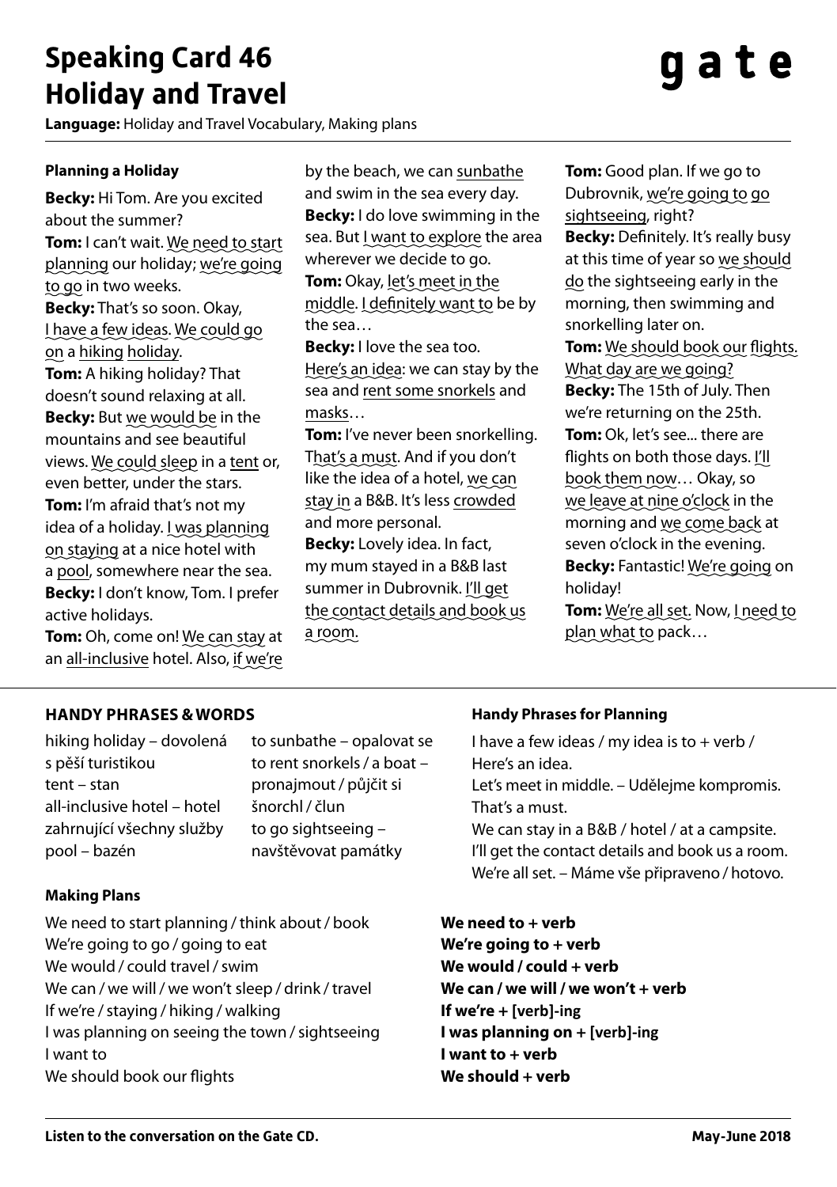# Speaking Card 46
# Holiday and Travel

**gate**

**Language:** Holiday and Travel Vocabulary, Making plans

### Planning a Holiday

**Becky:** Hi Tom. Are you excited about the summer?

**Tom:** I can't wait. We need to start planning our holiday; we're going to go in two weeks.

**Becky:** That's so soon. Okay, I have a few ideas. We could go on a hiking holiday.

**Tom:** A hiking holiday? That doesn't sound relaxing at all.

**Becky:** But we would be in the mountains and see beautiful views. We could sleep in a tent or, even better, under the stars.

**Tom:** I'm afraid that's not my idea of a holiday. I was planning on staying at a nice hotel with a pool, somewhere near the sea.

**Becky:** I don't know, Tom. I prefer active holidays.

**Tom:** Oh, come on! We can stay at an all-inclusive hotel. Also, if we're by the beach, we can sunbathe and swim in the sea every day.

**Becky:** I do love swimming in the sea. But I want to explore the area wherever we decide to go.

**Tom:** Okay, let's meet in the middle. I definitely want to be by the sea…

**Becky:** I love the sea too. Here's an idea: we can stay by the sea and rent some snorkels and masks…

**Tom:** I've never been snorkelling. That's a must. And if you don't like the idea of a hotel, we can stay in a B&B. It's less crowded and more personal.

**Becky:** Lovely idea. In fact, my mum stayed in a B&B last summer in Dubrovnik. I'll get the contact details and book us a room.

**Tom:** Good plan. If we go to Dubrovnik, we're going to go sightseeing, right?

**Becky:** Definitely. It's really busy at this time of year so we should do the sightseeing early in the morning, then swimming and snorkelling later on.

**Tom:** We should book our flights. What day are we going?

**Becky:** The 15th of July. Then we're returning on the 25th.

**Tom:** Ok, let's see... there are flights on both those days. I'll book them now… Okay, so we leave at nine o'clock in the morning and we come back at seven o'clock in the evening.

**Becky:** Fantastic! We're going on holiday!

**Tom:** We're all set. Now, I need to plan what to pack…

### HANDY PHRASES & WORDS

hiking holiday – dovolená s pěší turistikou
tent – stan
all-inclusive hotel – hotel zahrnující všechny služby
pool – bazén
to sunbathe – opalovat se
to rent snorkels / a boat – pronajmout / půjčit si šnorchl / člun
to go sightseeing – navštěvovat památky

### Handy Phrases for Planning

I have a few ideas / my idea is to + verb / Here's an idea.
Let's meet in middle. – Udělejme kompromis.
That's a must.
We can stay in a B&B / hotel / at a campsite.
I'll get the contact details and book us a room.
We're all set. – Máme vše připraveno / hotovo.

### Making Plans

| | |
|---|---|
| We need to start planning / think about / book | **We need to + verb** |
| We're going to go / going to eat | **We're going to + verb** |
| We would / could travel / swim | **We would / could + verb** |
| We can / we will / we won't sleep / drink / travel | **We can / we will / we won't + verb** |
| If we're / staying / hiking / walking | **If we're + [verb]-ing** |
| I was planning on seeing the town / sightseeing | **I was planning on + [verb]-ing** |
| I want to | **I want to + verb** |
| We should book our flights | **We should + verb** |

**Listen to the conversation on the Gate CD.**

**May-June 2018**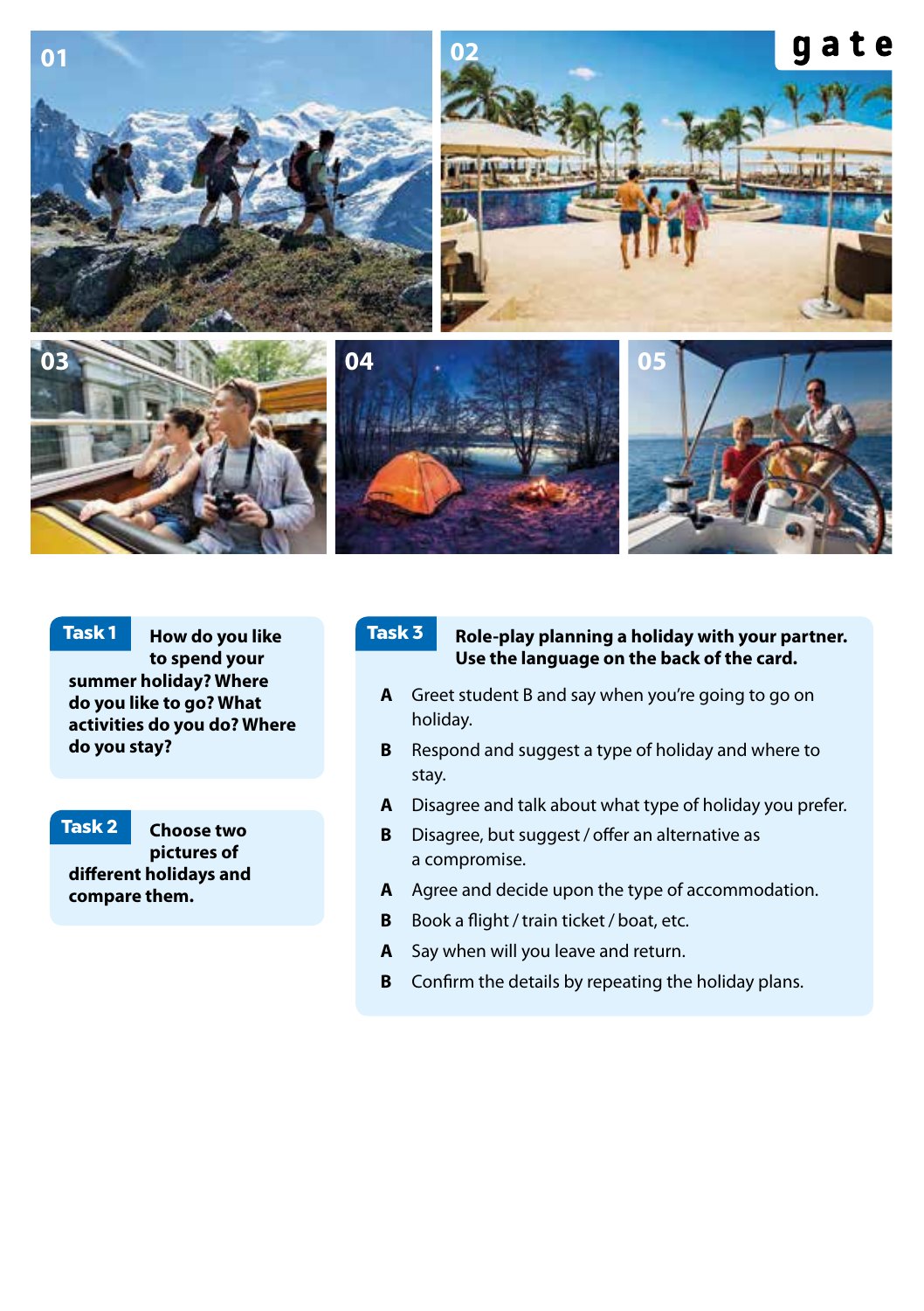gate

01

02

03

04

05

**Task 1** How do you like to spend your summer holiday? Where do you like to go? What activities do you do? Where do you stay?

**Task 2** Choose two pictures of different holidays and compare them.

**Task 3** Role-play planning a holiday with your partner. Use the language on the back of the card.

- **A** Greet student B and say when you're going to go on holiday.
- **B** Respond and suggest a type of holiday and where to stay.
- **A** Disagree and talk about what type of holiday you prefer.
- **B** Disagree, but suggest / offer an alternative as a compromise.
- **A** Agree and decide upon the type of accommodation.
- **B** Book a flight / train ticket / boat, etc.
- **A** Say when will you leave and return.
- **B** Confirm the details by repeating the holiday plans.